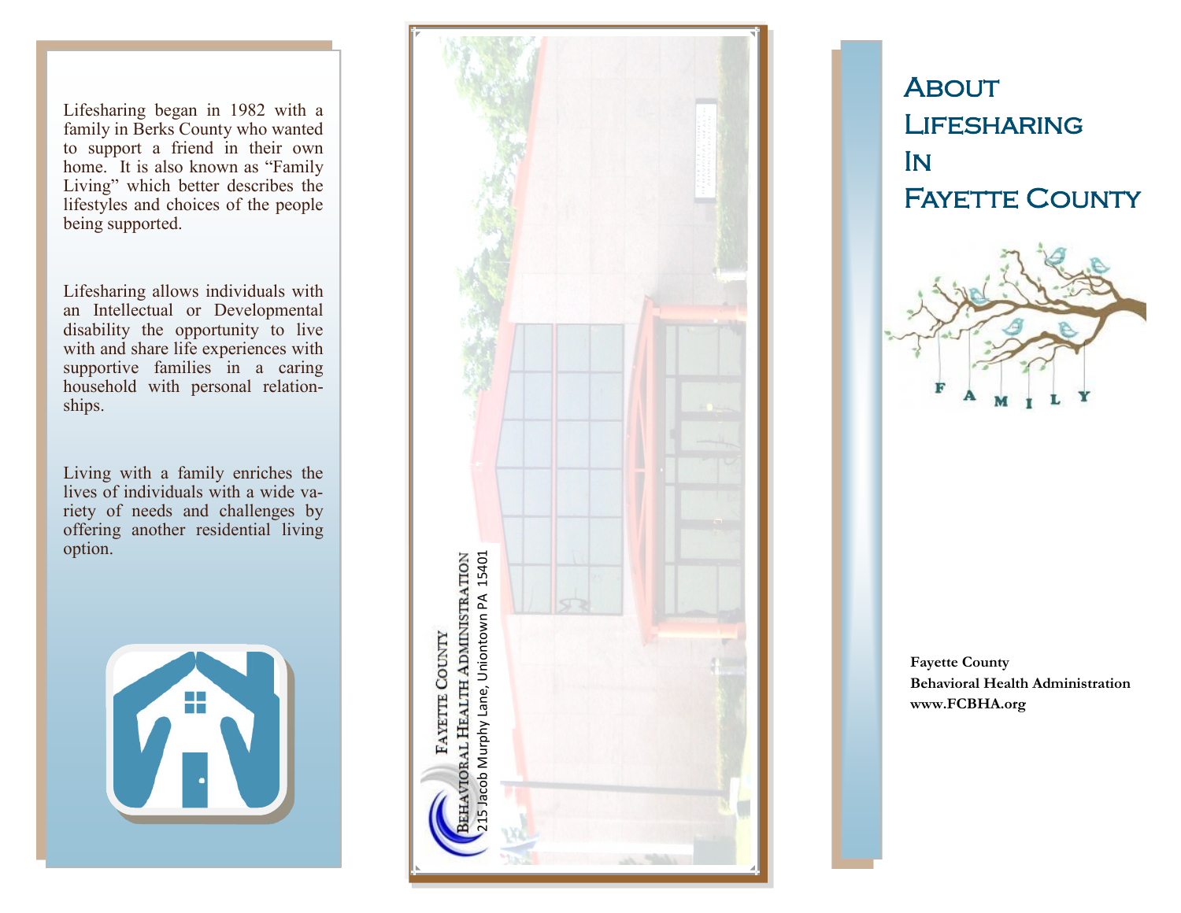Lifesharing began in 1982 with a family in Berks County who wanted to support a friend in their own home. It is also known as "Family Living" which better describes the lifestyles and choices of the people being supported.

Lifesharing allows individuals with an Intellectual or Developmental disability the opportunity to live with and share life experiences with supportive families in a caring household with personal relationships.

Living with a family enriches the lives of individuals with a wide variety of needs and challenges by offering another residential living option.

**Fayette County**
**Behavioral Health Administration**
215 Jacob Murphy Lane, Uniontown PA 15401

# About Lifesharing In Fayette County

FAMILY

**Fayette County**
**Behavioral Health Administration**
**www.FCBHA.org**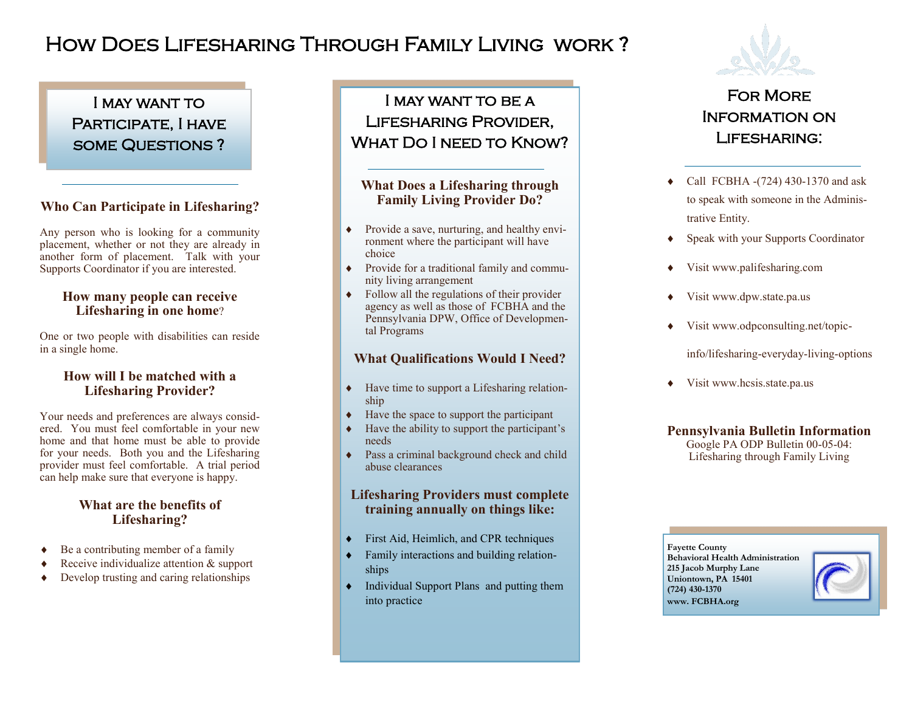# How Does Lifesharing Through Family Living work ?

## I may want to Participate, I have some Questions ?

### Who Can Participate in Lifesharing?

Any person who is looking for a community placement, whether or not they are already in another form of placement. Talk with your Supports Coordinator if you are interested.

### How many people can receive Lifesharing in one home?

One or two people with disabilities can reside in a single home.

### How will I be matched with a Lifesharing Provider?

Your needs and preferences are always considered. You must feel comfortable in your new home and that home must be able to provide for your needs. Both you and the Lifesharing provider must feel comfortable. A trial period can help make sure that everyone is happy.

### What are the benefits of Lifesharing?

- Be a contributing member of a family
- Receive individualize attention & support
- Develop trusting and caring relationships

## I may want to be a Lifesharing Provider, What Do I need to Know?

### What Does a Lifesharing through Family Living Provider Do?

- Provide a save, nurturing, and healthy environment where the participant will have choice
- Provide for a traditional family and community living arrangement
- Follow all the regulations of their provider agency as well as those of FCBHA and the Pennsylvania DPW, Office of Developmental Programs

### What Qualifications Would I Need?

- Have time to support a Lifesharing relationship
- Have the space to support the participant
- Have the ability to support the participant's needs
- Pass a criminal background check and child abuse clearances

### Lifesharing Providers must complete training annually on things like:

- First Aid, Heimlich, and CPR techniques
- Family interactions and building relationships
- Individual Support Plans and putting them into practice

## For More Information on Lifesharing:

- Call FCBHA -(724) 430-1370 and ask to speak with someone in the Administrative Entity.
- Speak with your Supports Coordinator
- Visit www.palifesharing.com
- Visit www.dpw.state.pa.us
- Visit www.odpconsulting.net/topic-info/lifesharing-everyday-living-options
- Visit www.hcsis.state.pa.us

### Pennsylvania Bulletin Information

Google PA ODP Bulletin 00-05-04: Lifesharing through Family Living

**Fayette County**
**Behavioral Health Administration**
**215 Jacob Murphy Lane**
**Uniontown, PA 15401**
**(724) 430-1370**
**www. FCBHA.org**